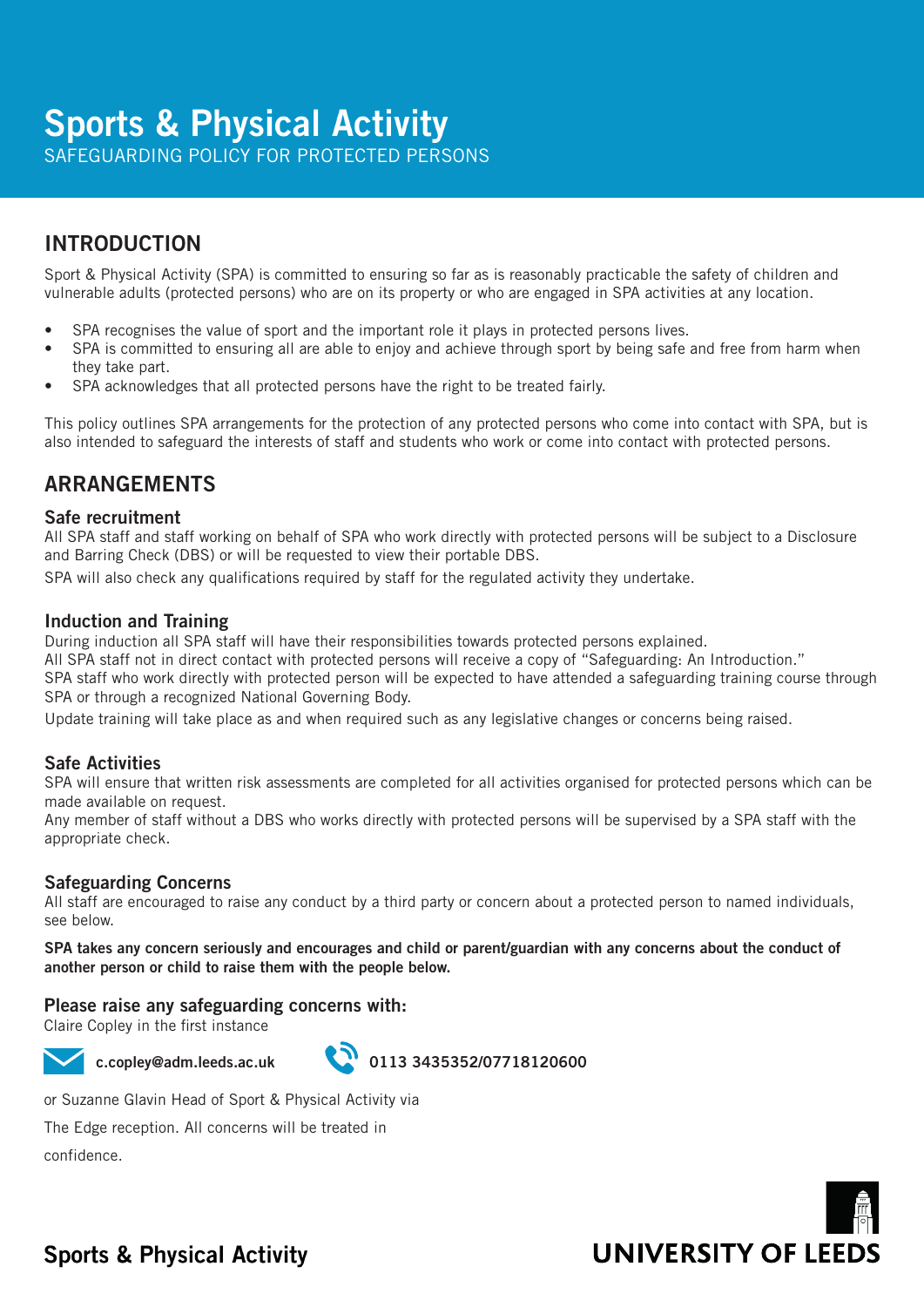# Sports & Physical Activity

SAFEGUARDING POLICY FOR PROTECTED PERSONS

## INTRODUCTION

Sport & Physical Activity (SPA) is committed to ensuring so far as is reasonably practicable the safety of children and vulnerable adults (protected persons) who are on its property or who are engaged in SPA activities at any location.

- SPA recognises the value of sport and the important role it plays in protected persons lives.
- SPA is committed to ensuring all are able to enjoy and achieve through sport by being safe and free from harm when they take part.
- SPA acknowledges that all protected persons have the right to be treated fairly.

This policy outlines SPA arrangements for the protection of any protected persons who come into contact with SPA, but is also intended to safeguard the interests of staff and students who work or come into contact with protected persons.

## ARRANGEMENTS

### Safe recruitment

All SPA staff and staff working on behalf of SPA who work directly with protected persons will be subject to a Disclosure and Barring Check (DBS) or will be requested to view their portable DBS.

SPA will also check any qualifications required by staff for the regulated activity they undertake.

### Induction and Training

During induction all SPA staff will have their responsibilities towards protected persons explained.
All SPA staff not in direct contact with protected persons will receive a copy of "Safeguarding: An Introduction."
SPA staff who work directly with protected person will be expected to have attended a safeguarding training course through SPA or through a recognized National Governing Body.

Update training will take place as and when required such as any legislative changes or concerns being raised.

### Safe Activities

SPA will ensure that written risk assessments are completed for all activities organised for protected persons which can be made available on request.
Any member of staff without a DBS who works directly with protected persons will be supervised by a SPA staff with the appropriate check.

### Safeguarding Concerns

All staff are encouraged to raise any conduct by a third party or concern about a protected person to named individuals, see below.

**SPA takes any concern seriously and encourages and child or parent/guardian with any concerns about the conduct of another person or child to raise them with the people below.**

### Please raise any safeguarding concerns with:

Claire Copley in the first instance

**c.copley@adm.leeds.ac.uk** **0113 3435352/07718120600**

or Suzanne Glavin Head of Sport & Physical Activity via The Edge reception. All concerns will be treated in confidence.

**Sports & Physical Activity**

**UNIVERSITY OF LEEDS**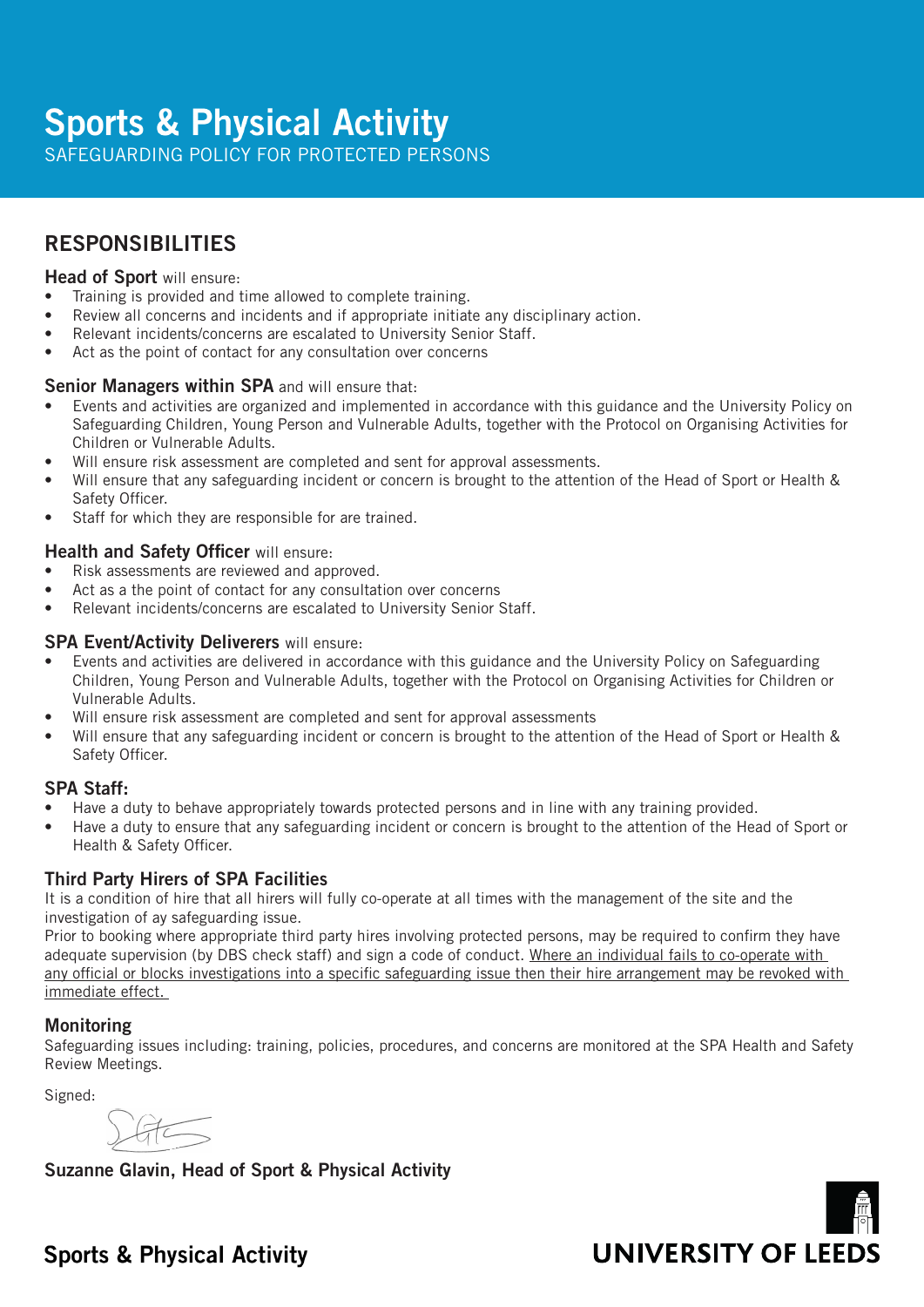# Sports & Physical Activity

SAFEGUARDING POLICY FOR PROTECTED PERSONS

## RESPONSIBILITIES

### Head of Sport will ensure:

- Training is provided and time allowed to complete training.
- Review all concerns and incidents and if appropriate initiate any disciplinary action.
- Relevant incidents/concerns are escalated to University Senior Staff.
- Act as the point of contact for any consultation over concerns

### Senior Managers within SPA and will ensure that:

- Events and activities are organized and implemented in accordance with this guidance and the University Policy on Safeguarding Children, Young Person and Vulnerable Adults, together with the Protocol on Organising Activities for Children or Vulnerable Adults.
- Will ensure risk assessment are completed and sent for approval assessments.
- Will ensure that any safeguarding incident or concern is brought to the attention of the Head of Sport or Health & Safety Officer.
- Staff for which they are responsible for are trained.

### Health and Safety Officer will ensure:

- Risk assessments are reviewed and approved.
- Act as a the point of contact for any consultation over concerns
- Relevant incidents/concerns are escalated to University Senior Staff.

### SPA Event/Activity Deliverers will ensure:

- Events and activities are delivered in accordance with this guidance and the University Policy on Safeguarding Children, Young Person and Vulnerable Adults, together with the Protocol on Organising Activities for Children or Vulnerable Adults.
- Will ensure risk assessment are completed and sent for approval assessments
- Will ensure that any safeguarding incident or concern is brought to the attention of the Head of Sport or Health & Safety Officer.

### SPA Staff:

- Have a duty to behave appropriately towards protected persons and in line with any training provided.
- Have a duty to ensure that any safeguarding incident or concern is brought to the attention of the Head of Sport or Health & Safety Officer.

### Third Party Hirers of SPA Facilities

It is a condition of hire that all hirers will fully co-operate at all times with the management of the site and the investigation of ay safeguarding issue.

Prior to booking where appropriate third party hires involving protected persons, may be required to confirm they have adequate supervision (by DBS check staff) and sign a code of conduct. Where an individual fails to co-operate with any official or blocks investigations into a specific safeguarding issue then their hire arrangement may be revoked with immediate effect.

### Monitoring

Safeguarding issues including: training, policies, procedures, and concerns are monitored at the SPA Health and Safety Review Meetings.

Signed:

**Suzanne Glavin, Head of Sport & Physical Activity**

**Sports & Physical Activity**

**UNIVERSITY OF LEEDS**